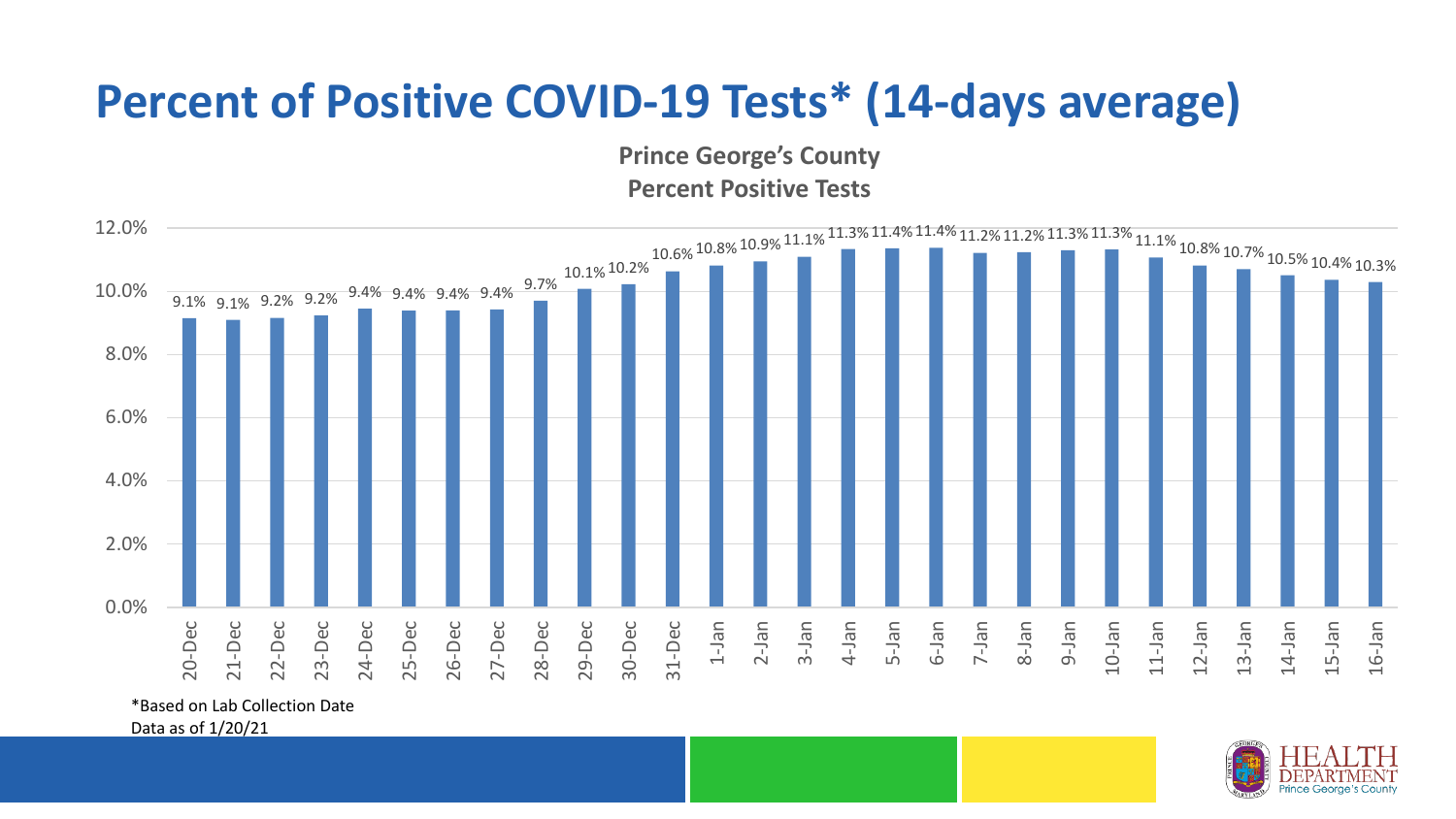# Percent of Positive COVID-19 Tests* (14-days average)

**Prince George's County**
**Percent Positive Tests**

| Date | Percent Positive |
| --- | --- |
| 20-Dec | 9.1% |
| 21-Dec | 9.1% |
| 22-Dec | 9.2% |
| 23-Dec | 9.2% |
| 24-Dec | 9.4% |
| 25-Dec | 9.4% |
| 26-Dec | 9.4% |
| 27-Dec | 9.4% |
| 28-Dec | 9.7% |
| 29-Dec | 10.1% |
| 30-Dec | 10.2% |
| 31-Dec | 10.6% |
| 1-Jan | 10.8% |
| 2-Jan | 10.9% |
| 3-Jan | 11.1% |
| 4-Jan | 11.3% |
| 5-Jan | 11.4% |
| 6-Jan | 11.4% |
| 7-Jan | 11.2% |
| 8-Jan | 11.2% |
| 9-Jan | 11.3% |
| 10-Jan | 11.3% |
| 11-Jan | 11.1% |
| 12-Jan | 10.8% |
| 13-Jan | 10.7% |
| 14-Jan | 10.5% |
| 15-Jan | 10.4% |
| 16-Jan | 10.3% |

*Based on Lab Collection Date
Data as of 1/20/21

HEALTH DEPARTMENT Prince George's County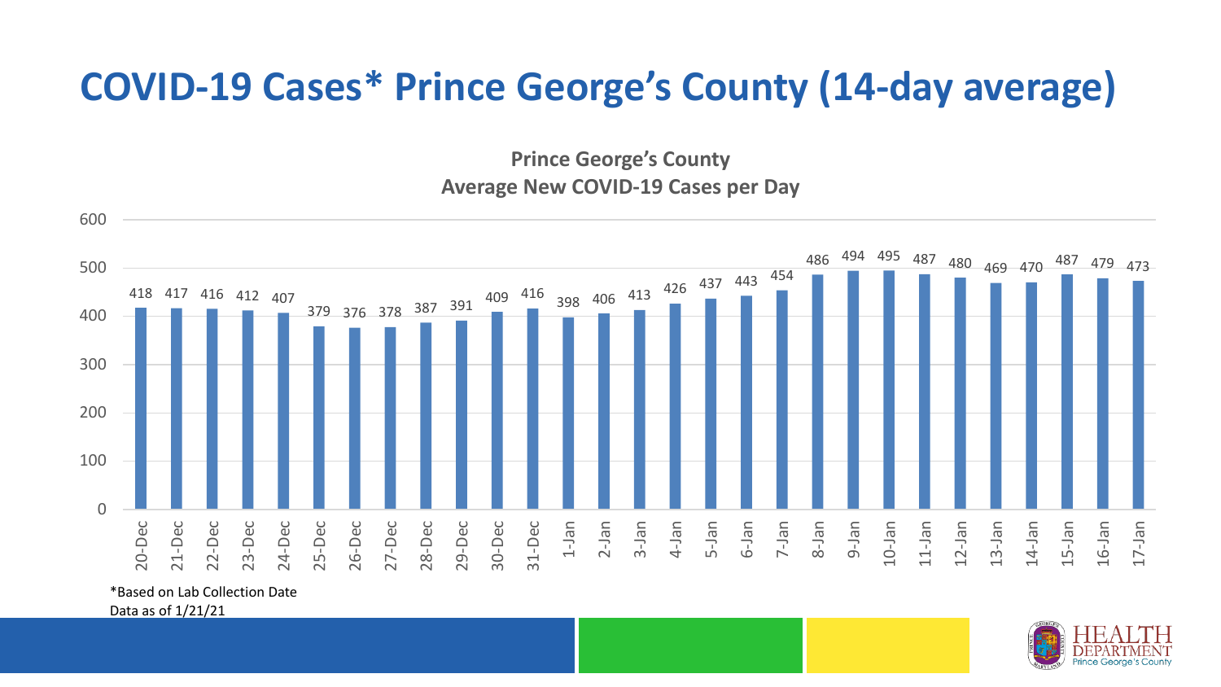# COVID-19 Cases* Prince George's County (14-day average)

**Prince George's County**
**Average New COVID-19 Cases per Day**

| Date | Average New Cases per Day |
|---|---|
| 20-Dec | 418 |
| 21-Dec | 417 |
| 22-Dec | 416 |
| 23-Dec | 412 |
| 24-Dec | 407 |
| 25-Dec | 379 |
| 26-Dec | 376 |
| 27-Dec | 378 |
| 28-Dec | 387 |
| 29-Dec | 391 |
| 30-Dec | 409 |
| 31-Dec | 416 |
| 1-Jan | 398 |
| 2-Jan | 406 |
| 3-Jan | 413 |
| 4-Jan | 426 |
| 5-Jan | 437 |
| 6-Jan | 443 |
| 7-Jan | 454 |
| 8-Jan | 486 |
| 9-Jan | 494 |
| 10-Jan | 495 |
| 11-Jan | 487 |
| 12-Jan | 480 |
| 13-Jan | 469 |
| 14-Jan | 470 |
| 15-Jan | 487 |
| 16-Jan | 479 |
| 17-Jan | 473 |

*Based on Lab Collection Date
Data as of 1/21/21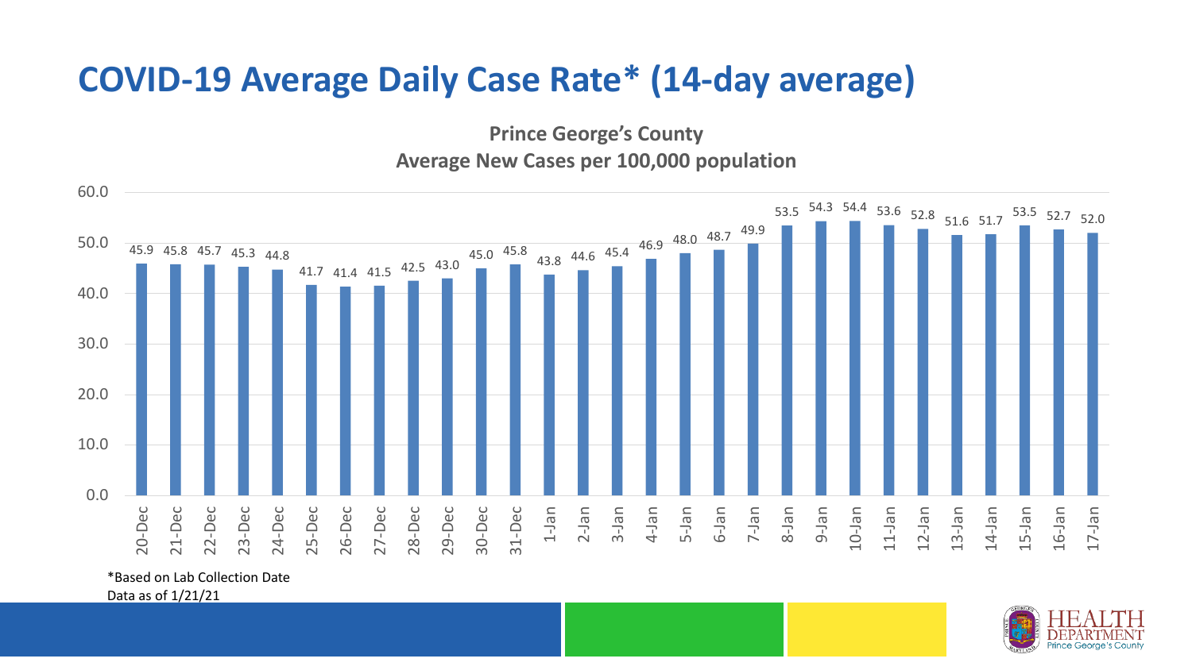# COVID-19 Average Daily Case Rate* (14-day average)

Prince George's County
Average New Cases per 100,000 population

60.0
50.0
40.0
30.0
20.0
10.0
0.0

45.9 45.8 45.7 45.3 44.8 41.7 41.4 41.5 42.5 43.0 45.0 45.8 43.8 44.6 45.4 46.9 48.0 48.7 49.9 53.5 54.3 54.4 53.6 52.8 51.6 51.7 53.5 52.7 52.0

20-Dec 21-Dec 22-Dec 23-Dec 24-Dec 25-Dec 26-Dec 27-Dec 28-Dec 29-Dec 30-Dec 31-Dec 1-Jan 2-Jan 3-Jan 4-Jan 5-Jan 6-Jan 7-Jan 8-Jan 9-Jan 10-Jan 11-Jan 12-Jan 13-Jan 14-Jan 15-Jan 16-Jan 17-Jan

*Based on Lab Collection Date
Data as of 1/21/21

HEALTH DEPARTMENT
Prince George's County